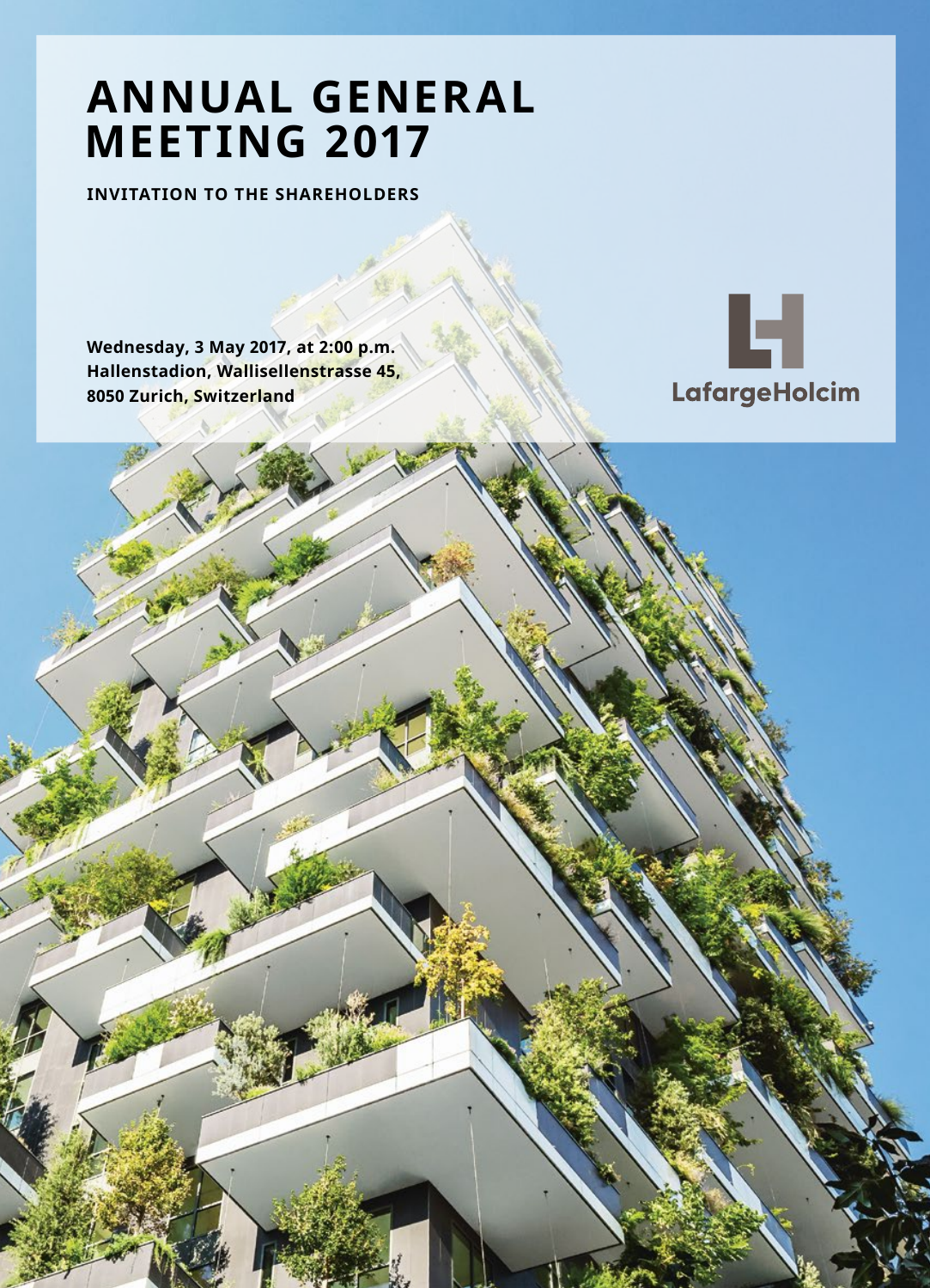# ANNUAL GENERAL MEETING 2017

**INVITATION TO THE SHAREHOLDERS**

**Wednesday, 3 May 2017, at 2:00 p.m.**
**Hallenstadion, Wallisellenstrasse 45,**
**8050 Zurich, Switzerland**

LafargeHolcim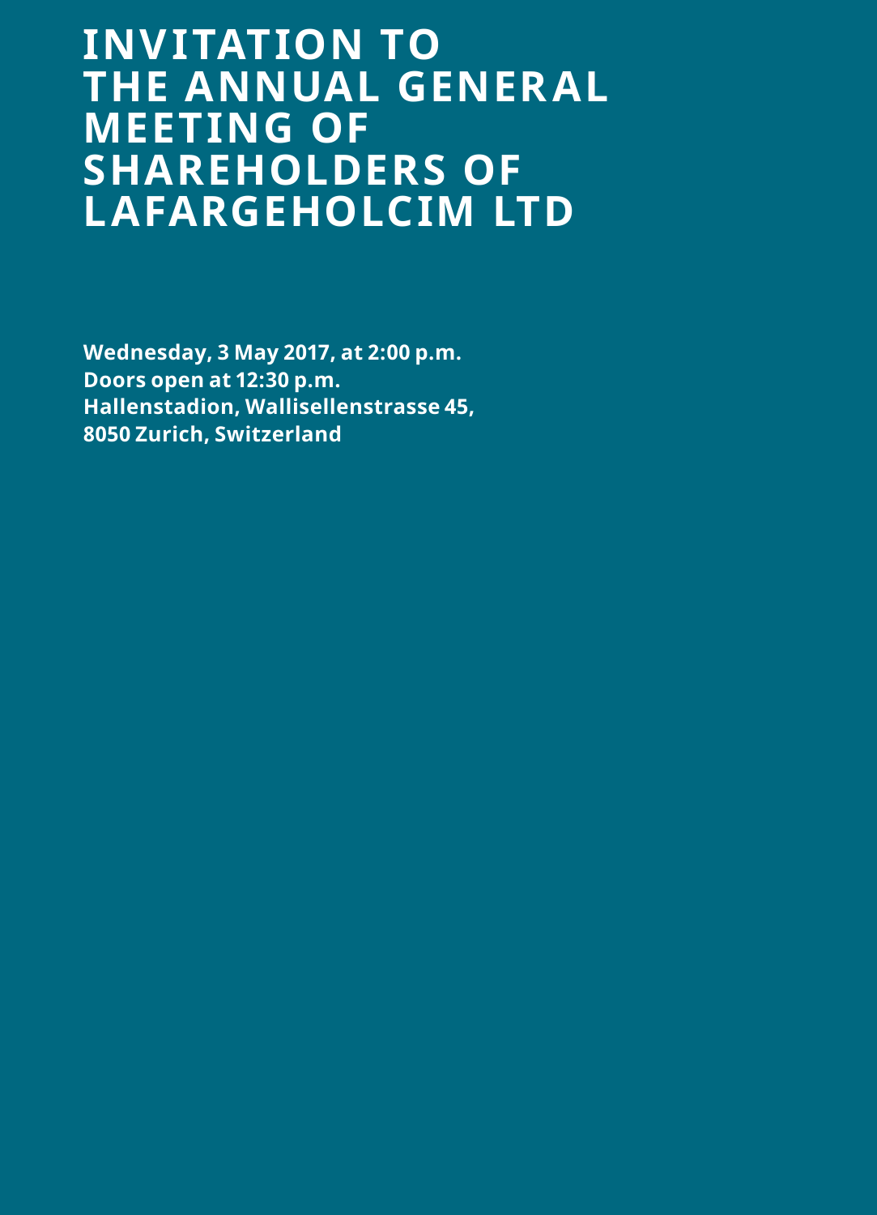# INVITATION TO THE ANNUAL GENERAL MEETING OF SHAREHOLDERS OF LAFARGEHOLCIM LTD

**Wednesday, 3 May 2017, at 2:00 p.m.**
**Doors open at 12:30 p.m.**
**Hallenstadion, Wallisellenstrasse 45,**
**8050 Zurich, Switzerland**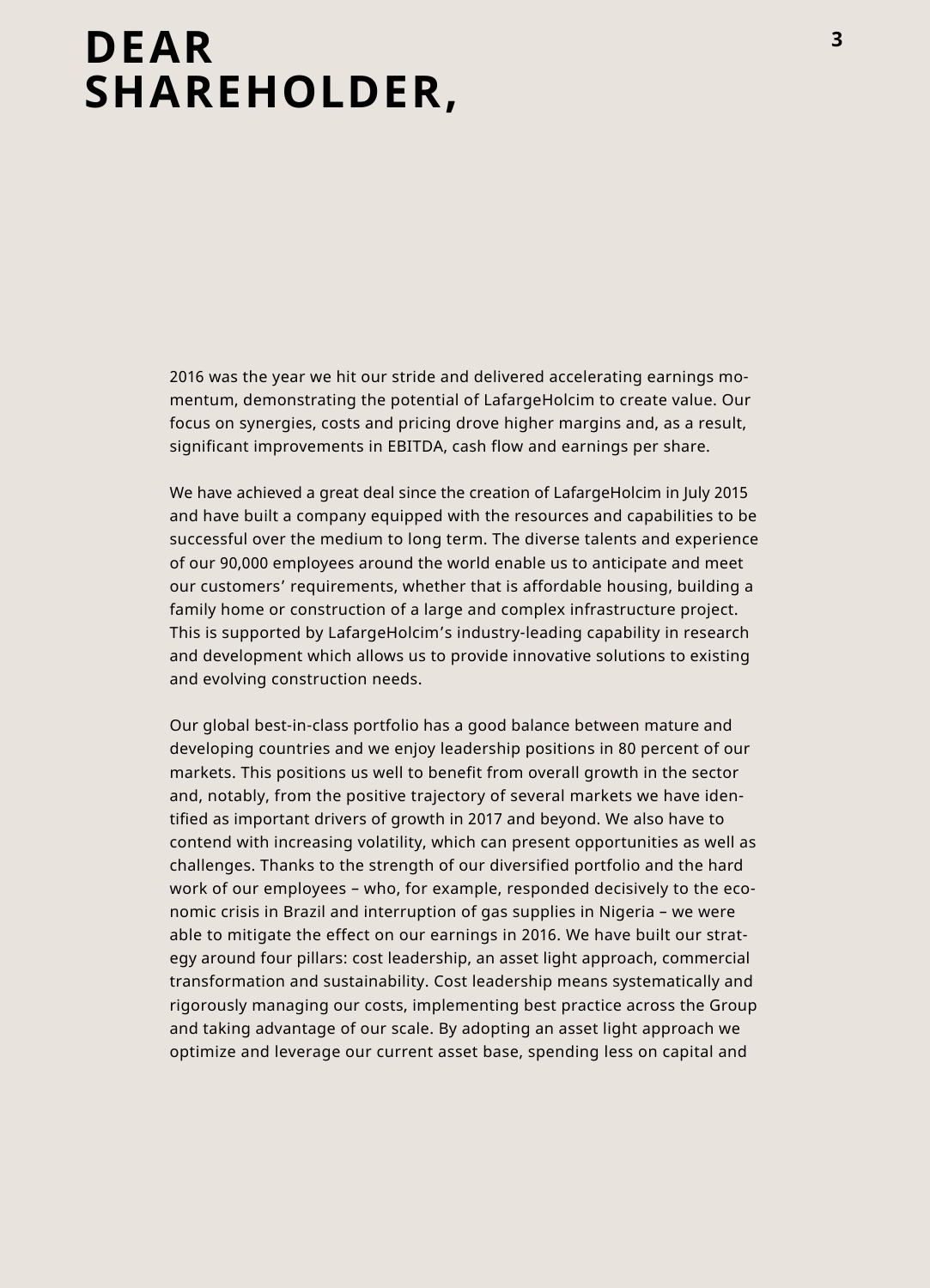# DEAR SHAREHOLDER,

2016 was the year we hit our stride and delivered accelerating earnings momentum, demonstrating the potential of LafargeHolcim to create value. Our focus on synergies, costs and pricing drove higher margins and, as a result, significant improvements in EBITDA, cash flow and earnings per share.

We have achieved a great deal since the creation of LafargeHolcim in July 2015 and have built a company equipped with the resources and capabilities to be successful over the medium to long term. The diverse talents and experience of our 90,000 employees around the world enable us to anticipate and meet our customers' requirements, whether that is affordable housing, building a family home or construction of a large and complex infrastructure project. This is supported by LafargeHolcim's industry-leading capability in research and development which allows us to provide innovative solutions to existing and evolving construction needs.

Our global best-in-class portfolio has a good balance between mature and developing countries and we enjoy leadership positions in 80 percent of our markets. This positions us well to benefit from overall growth in the sector and, notably, from the positive trajectory of several markets we have identified as important drivers of growth in 2017 and beyond. We also have to contend with increasing volatility, which can present opportunities as well as challenges. Thanks to the strength of our diversified portfolio and the hard work of our employees – who, for example, responded decisively to the economic crisis in Brazil and interruption of gas supplies in Nigeria – we were able to mitigate the effect on our earnings in 2016. We have built our strategy around four pillars: cost leadership, an asset light approach, commercial transformation and sustainability. Cost leadership means systematically and rigorously managing our costs, implementing best practice across the Group and taking advantage of our scale. By adopting an asset light approach we optimize and leverage our current asset base, spending less on capital and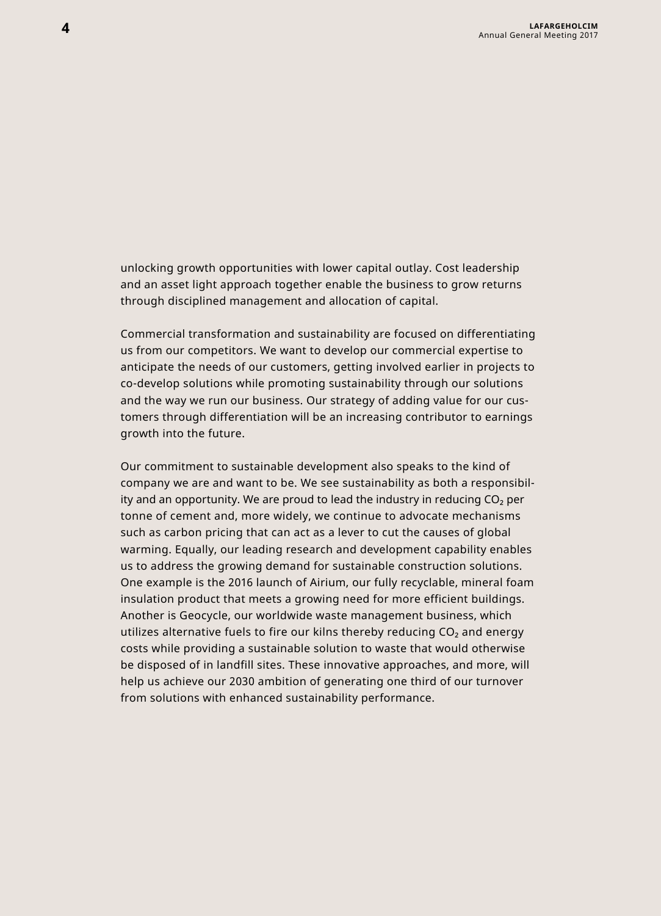unlocking growth opportunities with lower capital outlay. Cost leadership and an asset light approach together enable the business to grow returns through disciplined management and allocation of capital.

Commercial transformation and sustainability are focused on differentiating us from our competitors. We want to develop our commercial expertise to anticipate the needs of our customers, getting involved earlier in projects to co-develop solutions while promoting sustainability through our solutions and the way we run our business. Our strategy of adding value for our customers through differentiation will be an increasing contributor to earnings growth into the future.

Our commitment to sustainable development also speaks to the kind of company we are and want to be. We see sustainability as both a responsibility and an opportunity. We are proud to lead the industry in reducing $CO_2$ per tonne of cement and, more widely, we continue to advocate mechanisms such as carbon pricing that can act as a lever to cut the causes of global warming. Equally, our leading research and development capability enables us to address the growing demand for sustainable construction solutions. One example is the 2016 launch of Airium, our fully recyclable, mineral foam insulation product that meets a growing need for more efficient buildings. Another is Geocycle, our worldwide waste management business, which utilizes alternative fuels to fire our kilns thereby reducing $CO_2$ and energy costs while providing a sustainable solution to waste that would otherwise be disposed of in landfill sites. These innovative approaches, and more, will help us achieve our 2030 ambition of generating one third of our turnover from solutions with enhanced sustainability performance.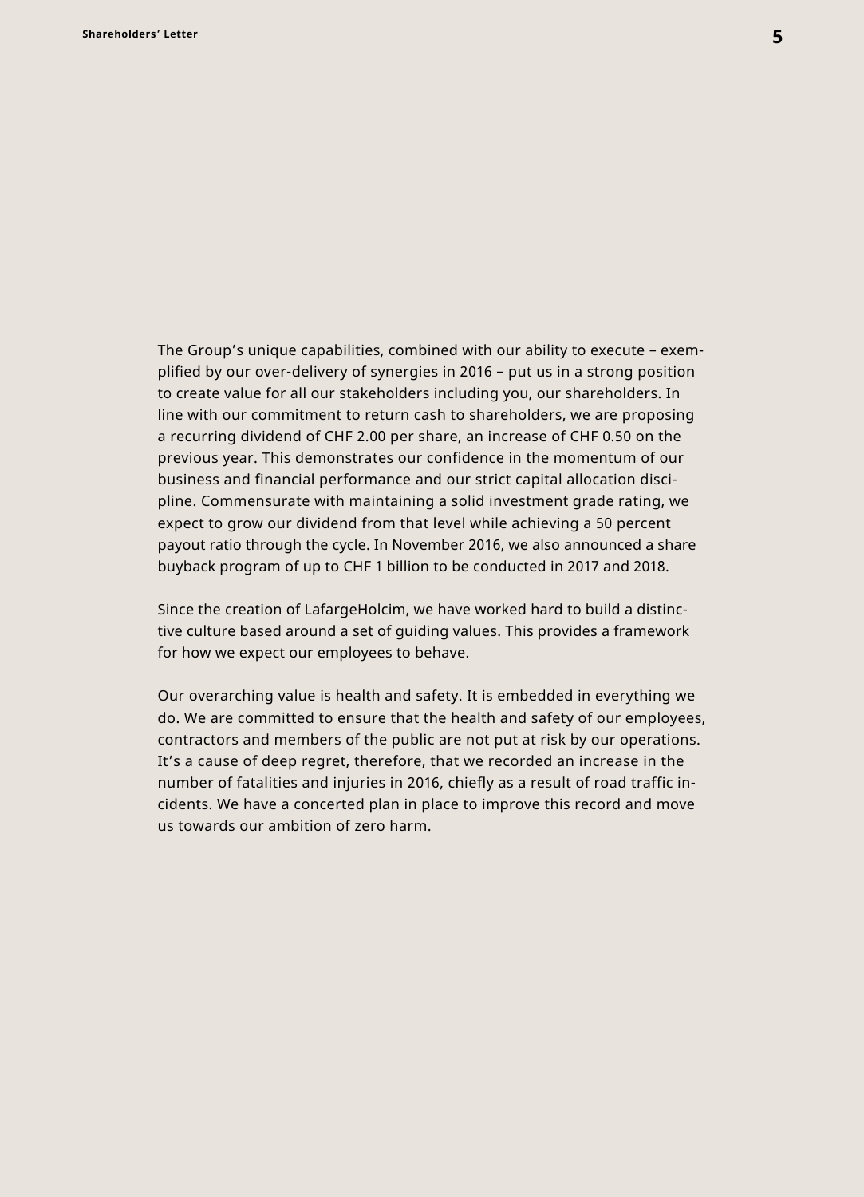The Group's unique capabilities, combined with our ability to execute – exemplified by our over-delivery of synergies in 2016 – put us in a strong position to create value for all our stakeholders including you, our shareholders. In line with our commitment to return cash to shareholders, we are proposing a recurring dividend of CHF 2.00 per share, an increase of CHF 0.50 on the previous year. This demonstrates our confidence in the momentum of our business and financial performance and our strict capital allocation discipline. Commensurate with maintaining a solid investment grade rating, we expect to grow our dividend from that level while achieving a 50 percent payout ratio through the cycle. In November 2016, we also announced a share buyback program of up to CHF 1 billion to be conducted in 2017 and 2018.

Since the creation of LafargeHolcim, we have worked hard to build a distinctive culture based around a set of guiding values. This provides a framework for how we expect our employees to behave.

Our overarching value is health and safety. It is embedded in everything we do. We are committed to ensure that the health and safety of our employees, contractors and members of the public are not put at risk by our operations. It's a cause of deep regret, therefore, that we recorded an increase in the number of fatalities and injuries in 2016, chiefly as a result of road traffic incidents. We have a concerted plan in place to improve this record and move us towards our ambition of zero harm.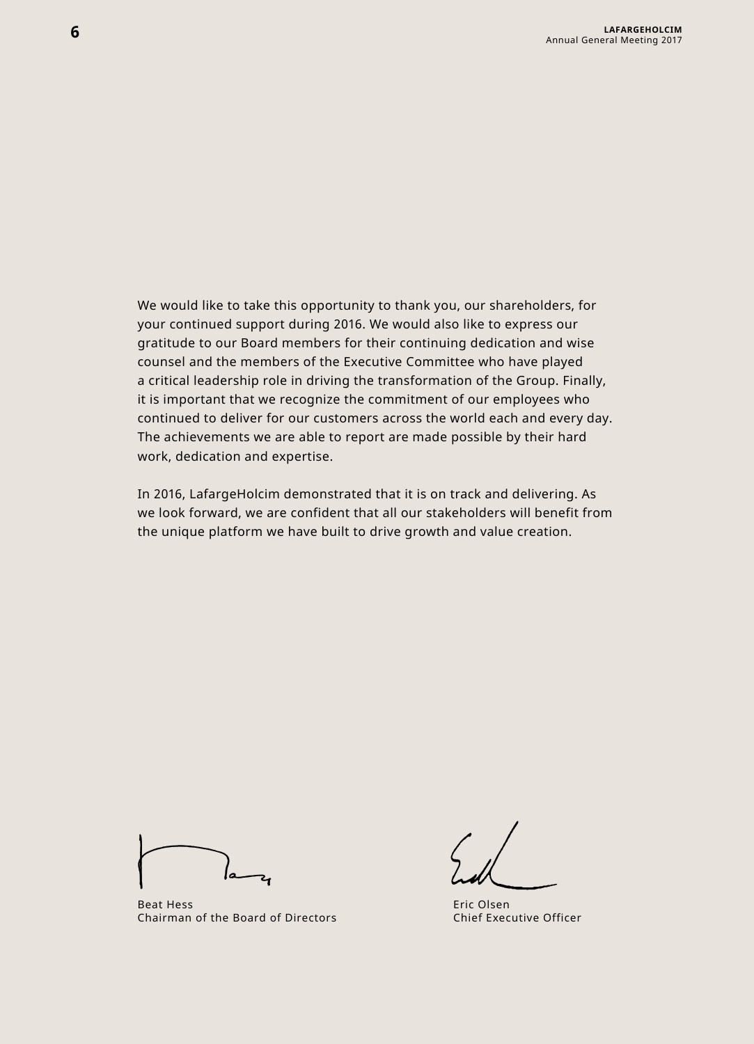We would like to take this opportunity to thank you, our shareholders, for your continued support during 2016. We would also like to express our gratitude to our Board members for their continuing dedication and wise counsel and the members of the Executive Committee who have played a critical leadership role in driving the transformation of the Group. Finally, it is important that we recognize the commitment of our employees who continued to deliver for our customers across the world each and every day. The achievements we are able to report are made possible by their hard work, dedication and expertise.

In 2016, LafargeHolcim demonstrated that it is on track and delivering. As we look forward, we are confident that all our stakeholders will benefit from the unique platform we have built to drive growth and value creation.

Beat Hess
Chairman of the Board of Directors

Eric Olsen
Chief Executive Officer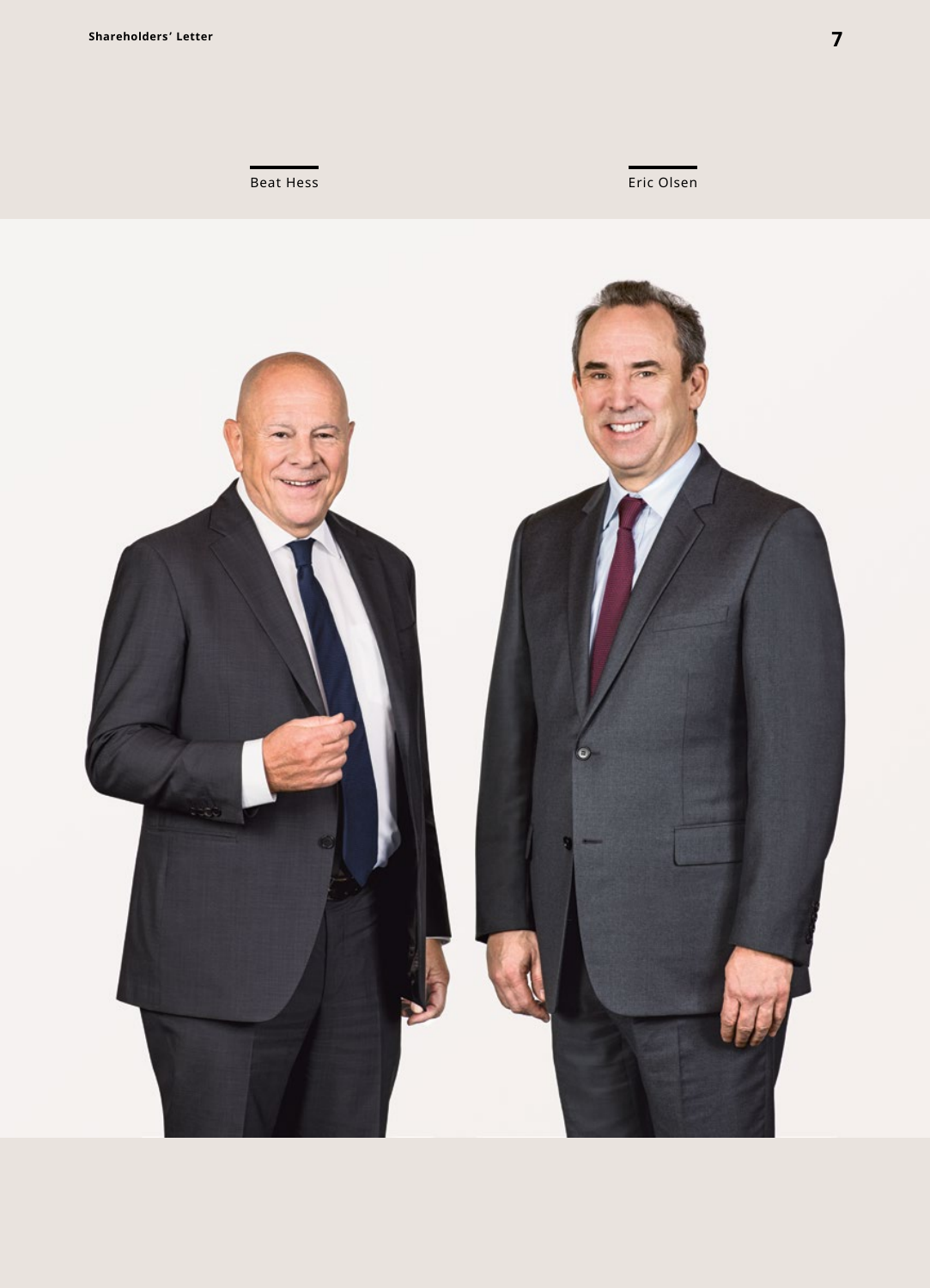Beat Hess

Eric Olsen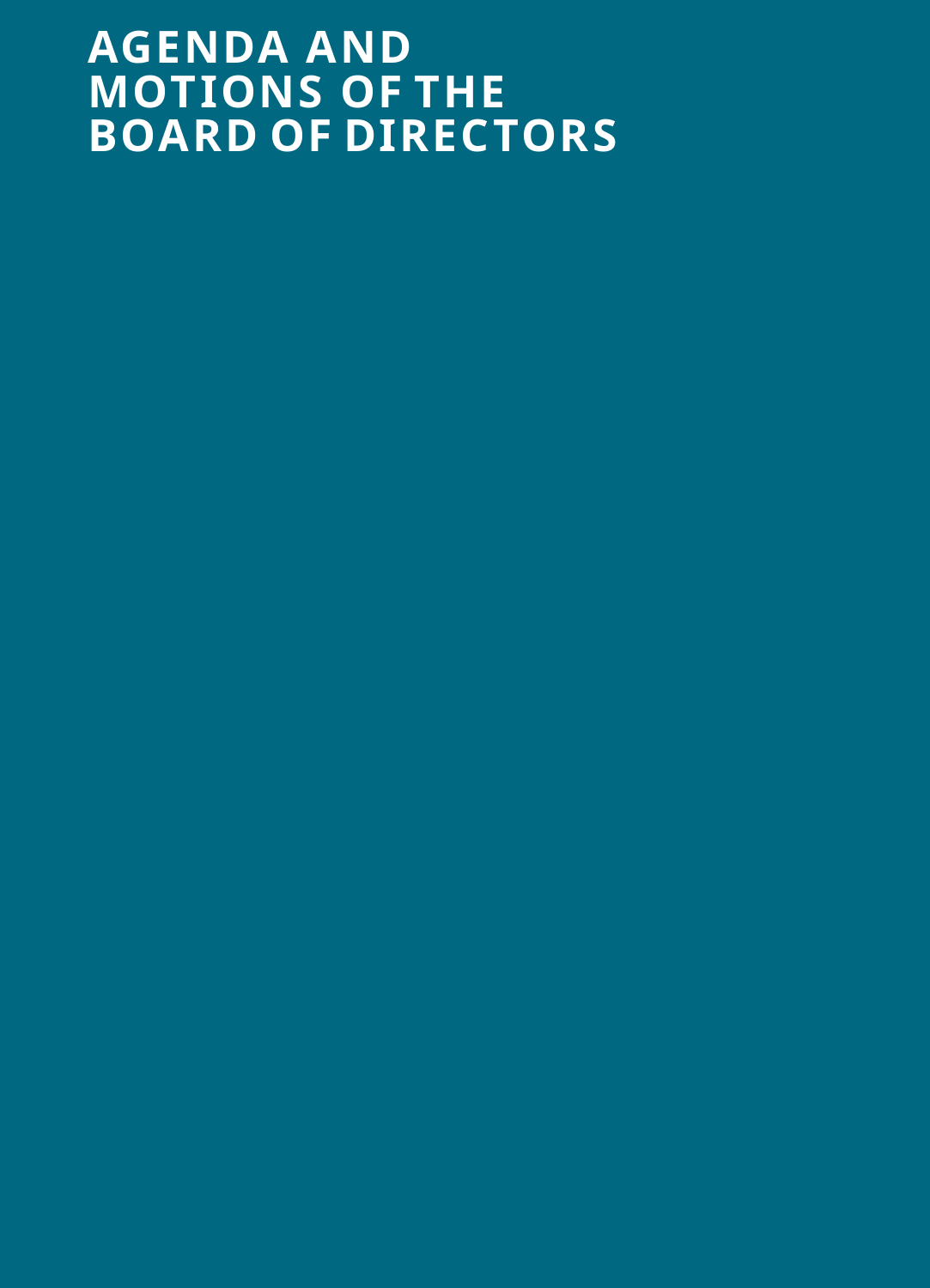# AGENDA AND MOTIONS OF THE BOARD OF DIRECTORS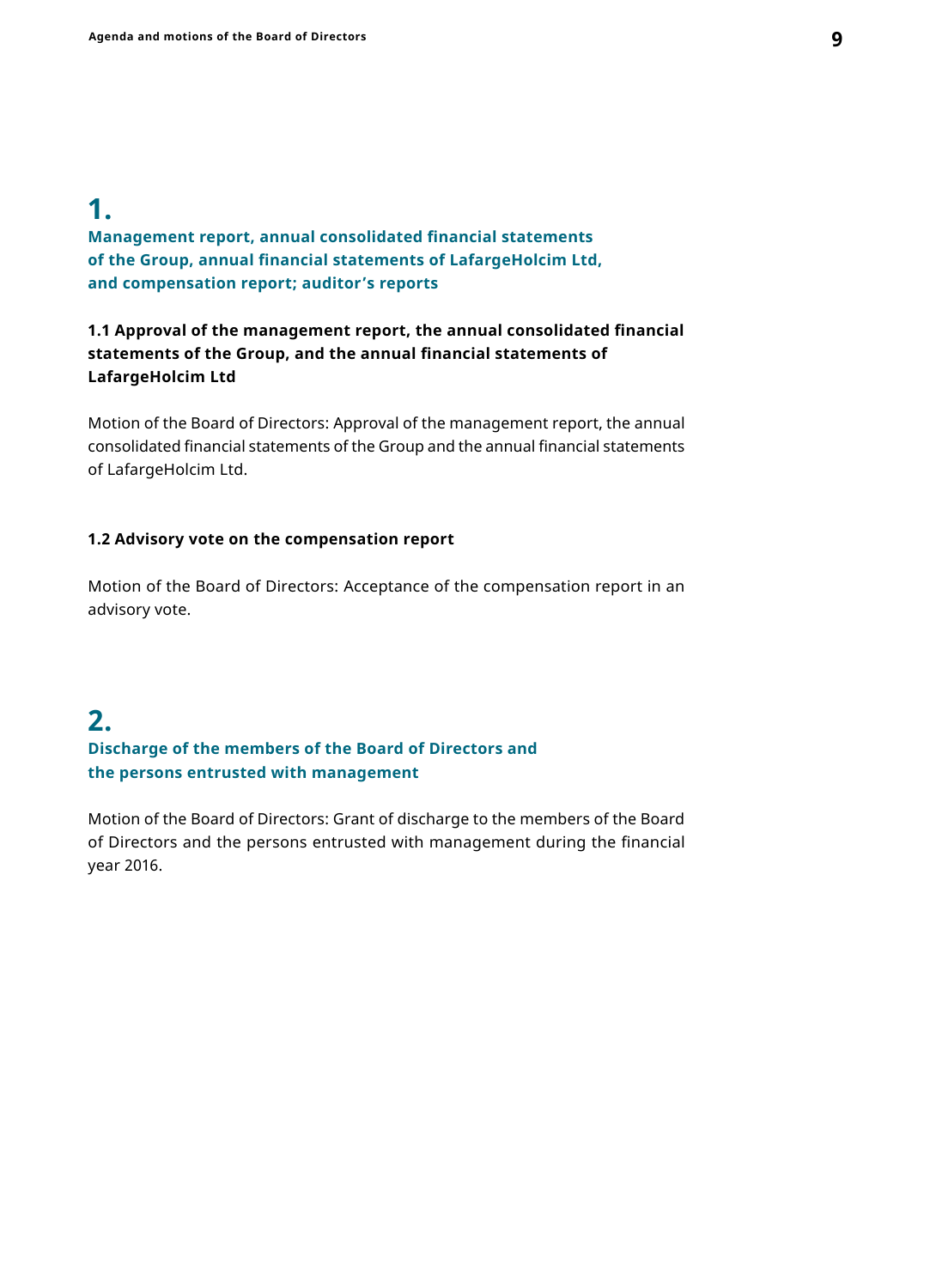## 1. Management report, annual consolidated financial statements of the Group, annual financial statements of LafargeHolcim Ltd, and compensation report; auditor's reports

### 1.1 Approval of the management report, the annual consolidated financial statements of the Group, and the annual financial statements of LafargeHolcim Ltd

Motion of the Board of Directors: Approval of the management report, the annual consolidated financial statements of the Group and the annual financial statements of LafargeHolcim Ltd.

### 1.2 Advisory vote on the compensation report

Motion of the Board of Directors: Acceptance of the compensation report in an advisory vote.

## 2. Discharge of the members of the Board of Directors and the persons entrusted with management

Motion of the Board of Directors: Grant of discharge to the members of the Board of Directors and the persons entrusted with management during the financial year 2016.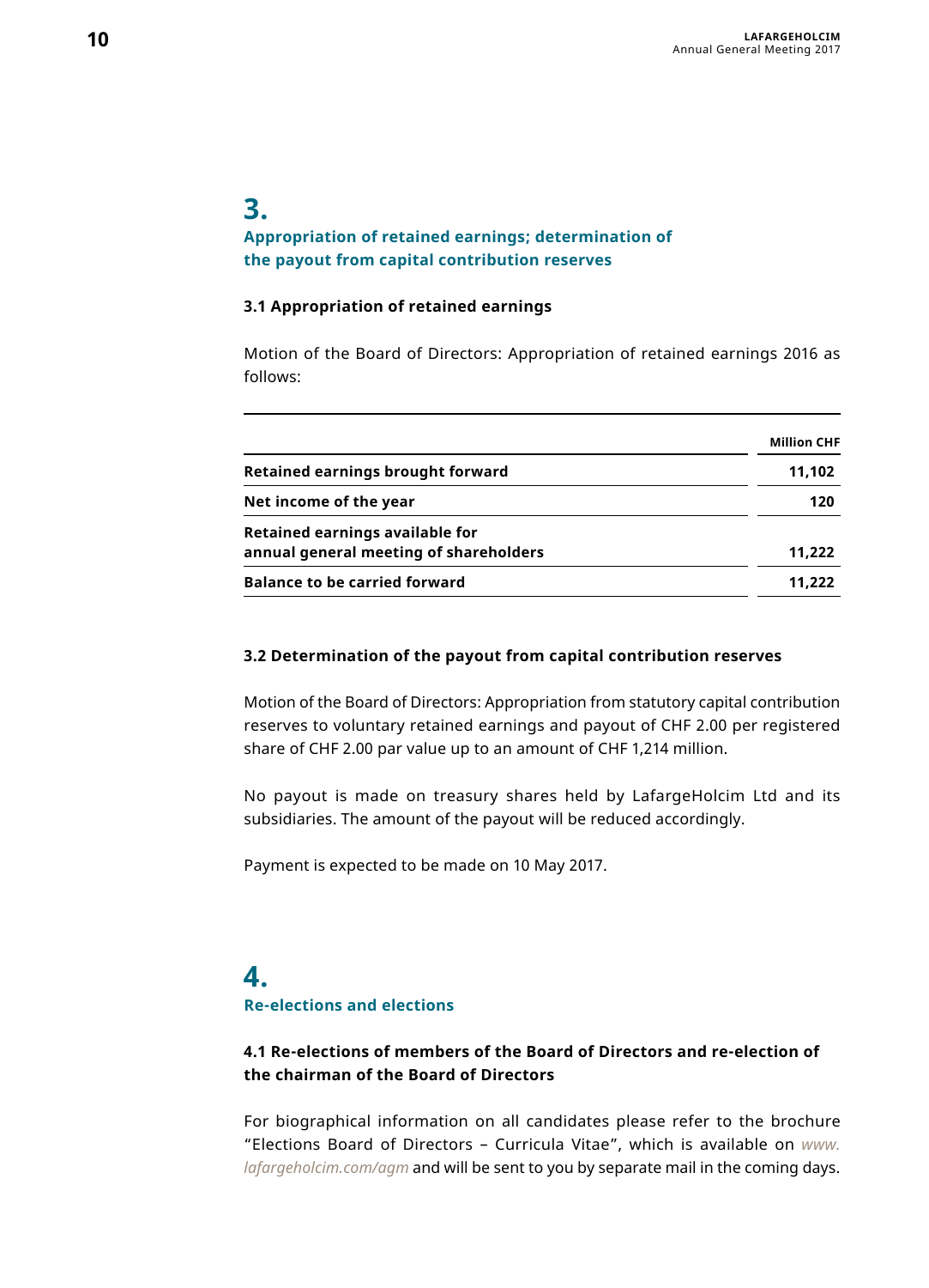# 3.

## Appropriation of retained earnings; determination of the payout from capital contribution reserves

### 3.1 Appropriation of retained earnings

Motion of the Board of Directors: Appropriation of retained earnings 2016 as follows:

| | **Million CHF** |
|---|---|
| **Retained earnings brought forward** | **11,102** |
| **Net income of the year** | **120** |
| **Retained earnings available for annual general meeting of shareholders** | **11,222** |
| **Balance to be carried forward** | **11,222** |

### 3.2 Determination of the payout from capital contribution reserves

Motion of the Board of Directors: Appropriation from statutory capital contribution reserves to voluntary retained earnings and payout of CHF 2.00 per registered share of CHF 2.00 par value up to an amount of CHF 1,214 million.

No payout is made on treasury shares held by LafargeHolcim Ltd and its subsidiaries. The amount of the payout will be reduced accordingly.

Payment is expected to be made on 10 May 2017.

# 4.

## Re-elections and elections

### 4.1 Re-elections of members of the Board of Directors and re-election of the chairman of the Board of Directors

For biographical information on all candidates please refer to the brochure "Elections Board of Directors – Curricula Vitae", which is available on *www.lafargeholcim.com/agm* and will be sent to you by separate mail in the coming days.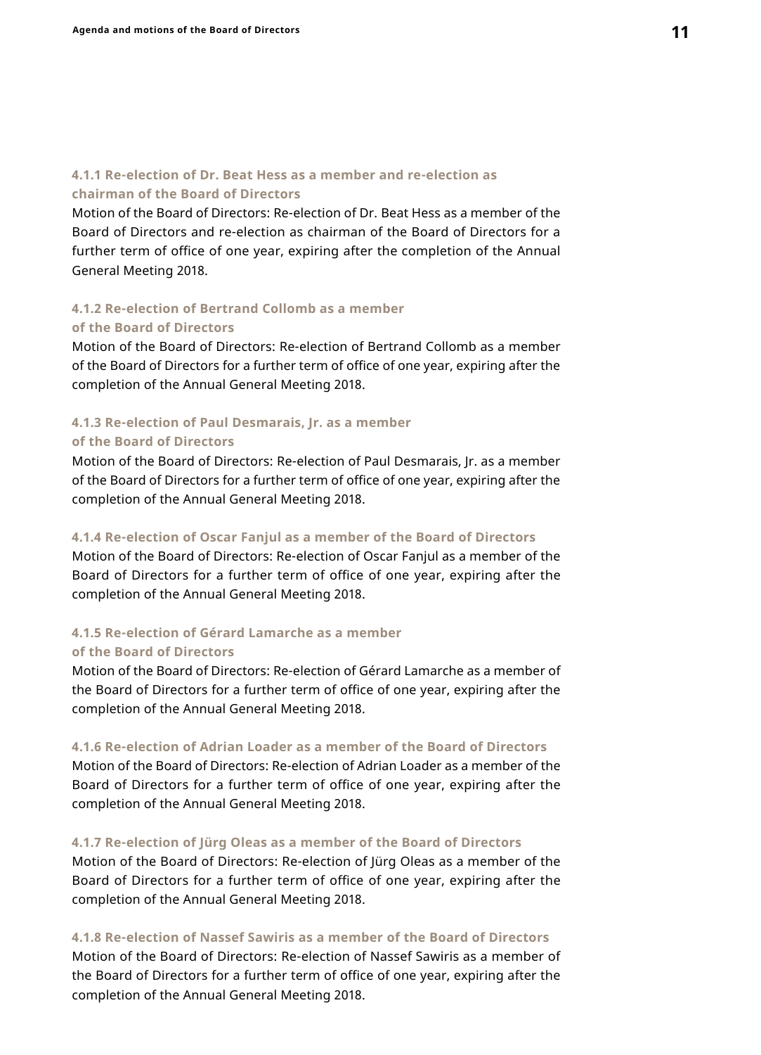#### 4.1.1 Re-election of Dr. Beat Hess as a member and re-election as chairman of the Board of Directors

Motion of the Board of Directors: Re-election of Dr. Beat Hess as a member of the Board of Directors and re-election as chairman of the Board of Directors for a further term of office of one year, expiring after the completion of the Annual General Meeting 2018.

#### 4.1.2 Re-election of Bertrand Collomb as a member of the Board of Directors

Motion of the Board of Directors: Re-election of Bertrand Collomb as a member of the Board of Directors for a further term of office of one year, expiring after the completion of the Annual General Meeting 2018.

#### 4.1.3 Re-election of Paul Desmarais, Jr. as a member of the Board of Directors

Motion of the Board of Directors: Re-election of Paul Desmarais, Jr. as a member of the Board of Directors for a further term of office of one year, expiring after the completion of the Annual General Meeting 2018.

#### 4.1.4 Re-election of Oscar Fanjul as a member of the Board of Directors

Motion of the Board of Directors: Re-election of Oscar Fanjul as a member of the Board of Directors for a further term of office of one year, expiring after the completion of the Annual General Meeting 2018.

#### 4.1.5 Re-election of Gérard Lamarche as a member of the Board of Directors

Motion of the Board of Directors: Re-election of Gérard Lamarche as a member of the Board of Directors for a further term of office of one year, expiring after the completion of the Annual General Meeting 2018.

#### 4.1.6 Re-election of Adrian Loader as a member of the Board of Directors

Motion of the Board of Directors: Re-election of Adrian Loader as a member of the Board of Directors for a further term of office of one year, expiring after the completion of the Annual General Meeting 2018.

#### 4.1.7 Re-election of Jürg Oleas as a member of the Board of Directors

Motion of the Board of Directors: Re-election of Jürg Oleas as a member of the Board of Directors for a further term of office of one year, expiring after the completion of the Annual General Meeting 2018.

#### 4.1.8 Re-election of Nassef Sawiris as a member of the Board of Directors

Motion of the Board of Directors: Re-election of Nassef Sawiris as a member of the Board of Directors for a further term of office of one year, expiring after the completion of the Annual General Meeting 2018.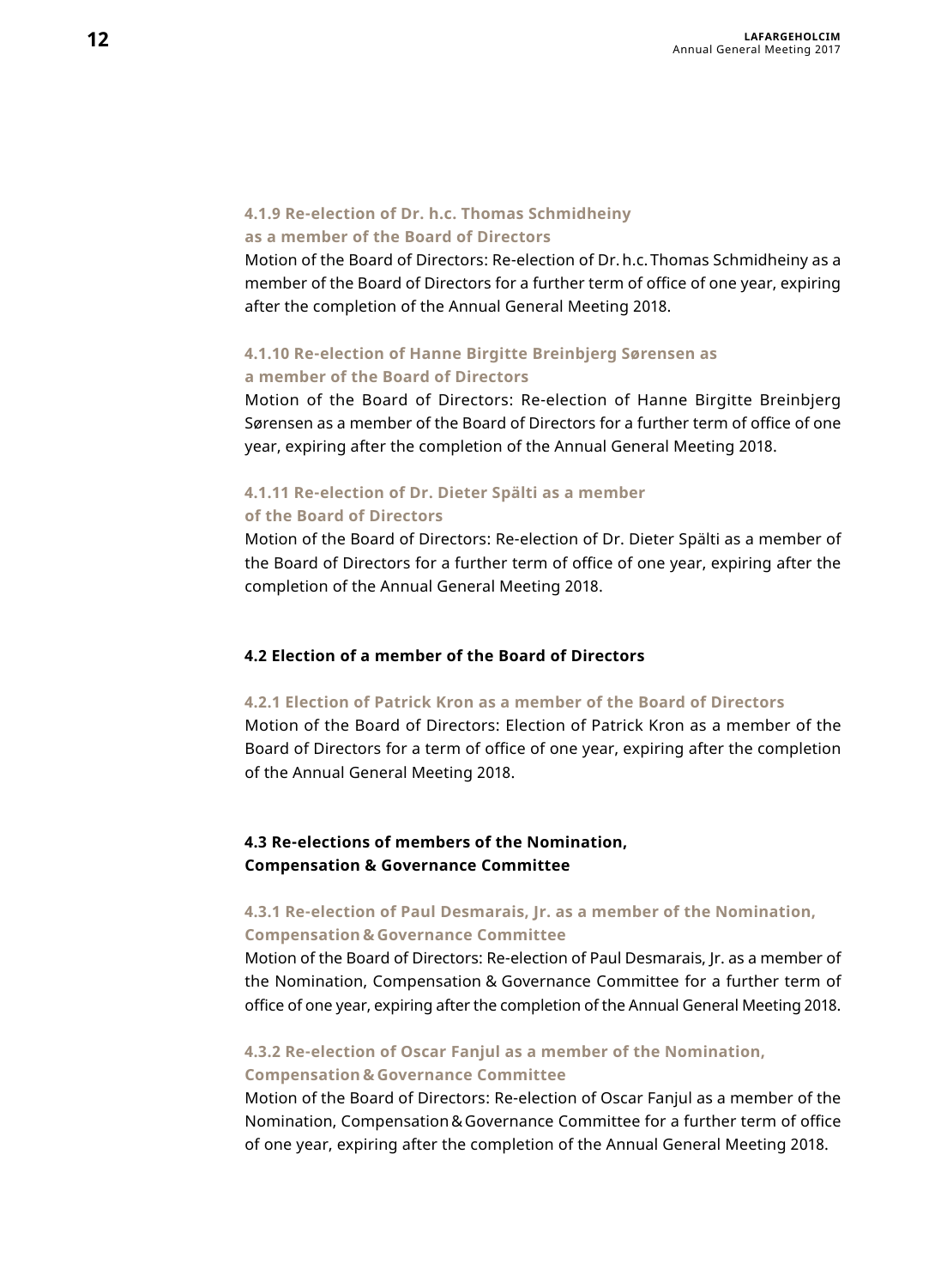#### 4.1.9 Re-election of Dr. h.c. Thomas Schmidheiny as a member of the Board of Directors

Motion of the Board of Directors: Re-election of Dr. h.c. Thomas Schmidheiny as a member of the Board of Directors for a further term of office of one year, expiring after the completion of the Annual General Meeting 2018.

#### 4.1.10 Re-election of Hanne Birgitte Breinbjerg Sørensen as a member of the Board of Directors

Motion of the Board of Directors: Re-election of Hanne Birgitte Breinbjerg Sørensen as a member of the Board of Directors for a further term of office of one year, expiring after the completion of the Annual General Meeting 2018.

#### 4.1.11 Re-election of Dr. Dieter Spälti as a member of the Board of Directors

Motion of the Board of Directors: Re-election of Dr. Dieter Spälti as a member of the Board of Directors for a further term of office of one year, expiring after the completion of the Annual General Meeting 2018.

### 4.2 Election of a member of the Board of Directors

#### 4.2.1 Election of Patrick Kron as a member of the Board of Directors

Motion of the Board of Directors: Election of Patrick Kron as a member of the Board of Directors for a term of office of one year, expiring after the completion of the Annual General Meeting 2018.

### 4.3 Re-elections of members of the Nomination, Compensation & Governance Committee

#### 4.3.1 Re-election of Paul Desmarais, Jr. as a member of the Nomination, Compensation & Governance Committee

Motion of the Board of Directors: Re-election of Paul Desmarais, Jr. as a member of the Nomination, Compensation & Governance Committee for a further term of office of one year, expiring after the completion of the Annual General Meeting 2018.

#### 4.3.2 Re-election of Oscar Fanjul as a member of the Nomination, Compensation & Governance Committee

Motion of the Board of Directors: Re-election of Oscar Fanjul as a member of the Nomination, Compensation & Governance Committee for a further term of office of one year, expiring after the completion of the Annual General Meeting 2018.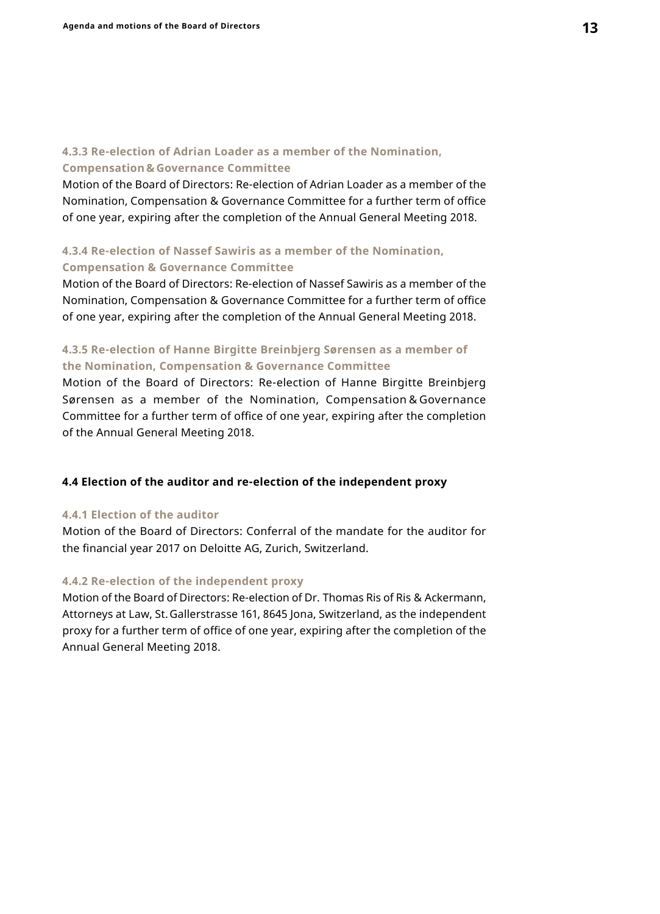#### 4.3.3 Re-election of Adrian Loader as a member of the Nomination, Compensation & Governance Committee

Motion of the Board of Directors: Re-election of Adrian Loader as a member of the Nomination, Compensation & Governance Committee for a further term of office of one year, expiring after the completion of the Annual General Meeting 2018.

#### 4.3.4 Re-election of Nassef Sawiris as a member of the Nomination, Compensation & Governance Committee

Motion of the Board of Directors: Re-election of Nassef Sawiris as a member of the Nomination, Compensation & Governance Committee for a further term of office of one year, expiring after the completion of the Annual General Meeting 2018.

#### 4.3.5 Re-election of Hanne Birgitte Breinbjerg Sørensen as a member of the Nomination, Compensation & Governance Committee

Motion of the Board of Directors: Re-election of Hanne Birgitte Breinbjerg Sørensen as a member of the Nomination, Compensation & Governance Committee for a further term of office of one year, expiring after the completion of the Annual General Meeting 2018.

### 4.4 Election of the auditor and re-election of the independent proxy

#### 4.4.1 Election of the auditor

Motion of the Board of Directors: Conferral of the mandate for the auditor for the financial year 2017 on Deloitte AG, Zurich, Switzerland.

#### 4.4.2 Re-election of the independent proxy

Motion of the Board of Directors: Re-election of Dr. Thomas Ris of Ris & Ackermann, Attorneys at Law, St. Gallerstrasse 161, 8645 Jona, Switzerland, as the independent proxy for a further term of office of one year, expiring after the completion of the Annual General Meeting 2018.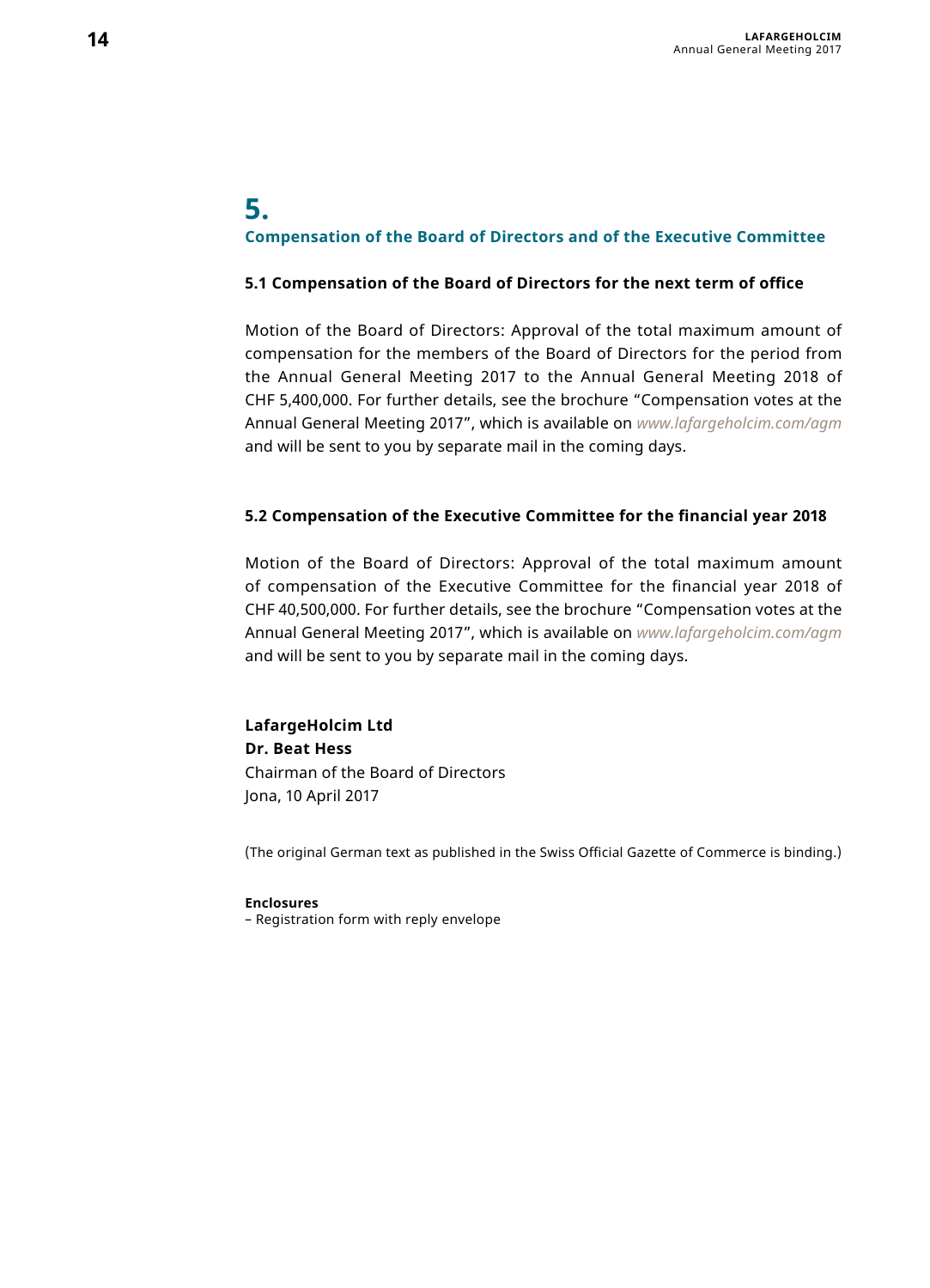## 5. Compensation of the Board of Directors and of the Executive Committee

### 5.1 Compensation of the Board of Directors for the next term of office

Motion of the Board of Directors: Approval of the total maximum amount of compensation for the members of the Board of Directors for the period from the Annual General Meeting 2017 to the Annual General Meeting 2018 of CHF 5,400,000. For further details, see the brochure "Compensation votes at the Annual General Meeting 2017", which is available on *www.lafargeholcim.com/agm* and will be sent to you by separate mail in the coming days.

### 5.2 Compensation of the Executive Committee for the financial year 2018

Motion of the Board of Directors: Approval of the total maximum amount of compensation of the Executive Committee for the financial year 2018 of CHF 40,500,000. For further details, see the brochure "Compensation votes at the Annual General Meeting 2017", which is available on *www.lafargeholcim.com/agm* and will be sent to you by separate mail in the coming days.

**LafargeHolcim Ltd**
**Dr. Beat Hess**
Chairman of the Board of Directors
Jona, 10 April 2017

(The original German text as published in the Swiss Official Gazette of Commerce is binding.)

**Enclosures**
– Registration form with reply envelope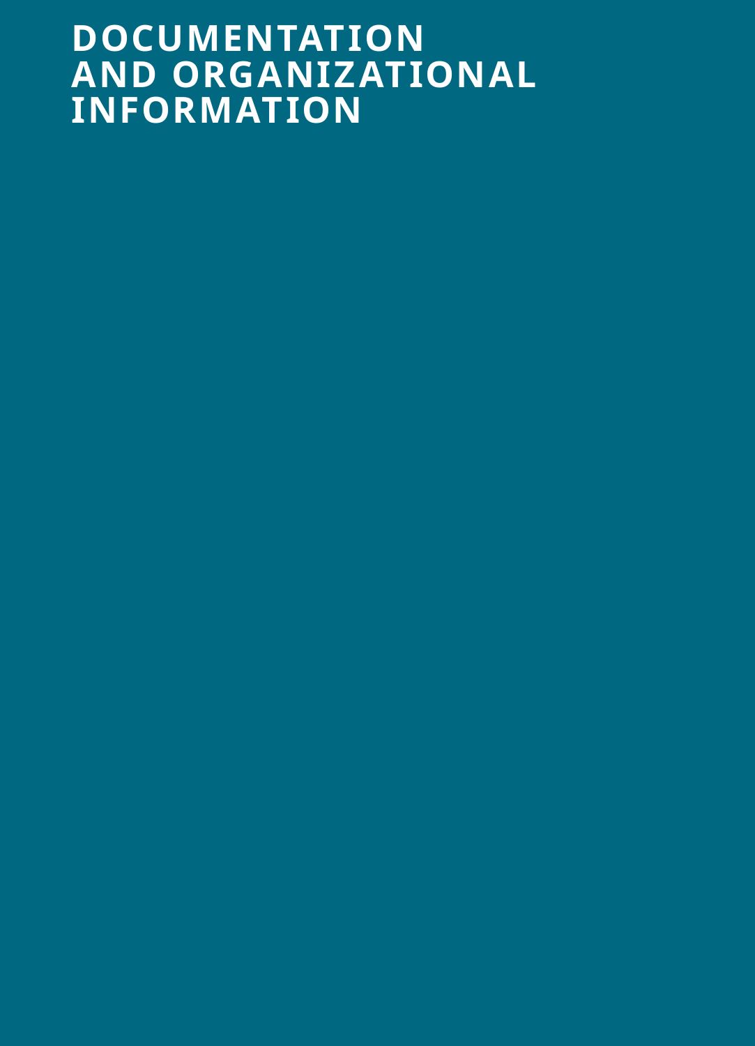# DOCUMENTATION AND ORGANIZATIONAL INFORMATION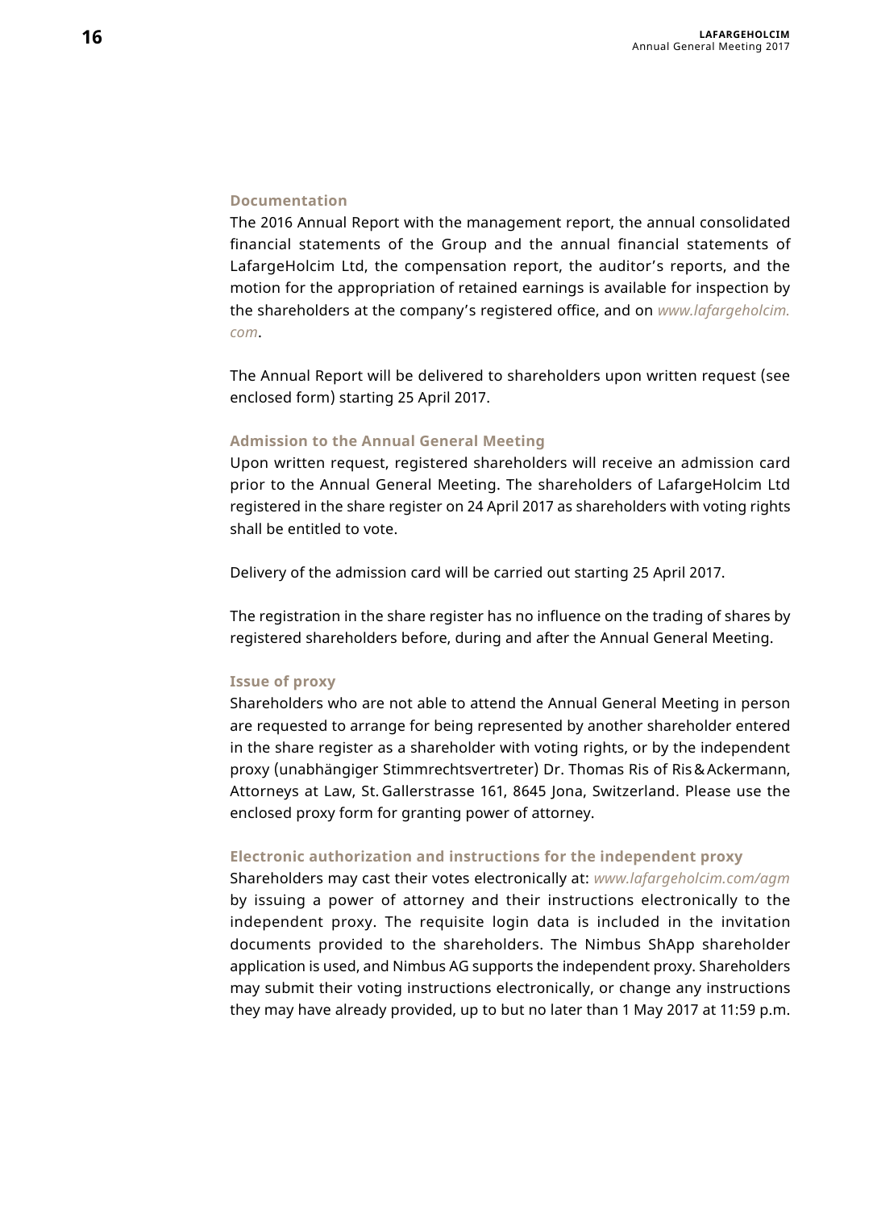### Documentation

The 2016 Annual Report with the management report, the annual consolidated financial statements of the Group and the annual financial statements of LafargeHolcim Ltd, the compensation report, the auditor's reports, and the motion for the appropriation of retained earnings is available for inspection by the shareholders at the company's registered office, and on *www.lafargeholcim.com*.

The Annual Report will be delivered to shareholders upon written request (see enclosed form) starting 25 April 2017.

### Admission to the Annual General Meeting

Upon written request, registered shareholders will receive an admission card prior to the Annual General Meeting. The shareholders of LafargeHolcim Ltd registered in the share register on 24 April 2017 as shareholders with voting rights shall be entitled to vote.

Delivery of the admission card will be carried out starting 25 April 2017.

The registration in the share register has no influence on the trading of shares by registered shareholders before, during and after the Annual General Meeting.

### Issue of proxy

Shareholders who are not able to attend the Annual General Meeting in person are requested to arrange for being represented by another shareholder entered in the share register as a shareholder with voting rights, or by the independent proxy (unabhängiger Stimmrechtsvertreter) Dr. Thomas Ris of Ris & Ackermann, Attorneys at Law, St. Gallerstrasse 161, 8645 Jona, Switzerland. Please use the enclosed proxy form for granting power of attorney.

### Electronic authorization and instructions for the independent proxy

Shareholders may cast their votes electronically at: *www.lafargeholcim.com/agm* by issuing a power of attorney and their instructions electronically to the independent proxy. The requisite login data is included in the invitation documents provided to the shareholders. The Nimbus ShApp shareholder application is used, and Nimbus AG supports the independent proxy. Shareholders may submit their voting instructions electronically, or change any instructions they may have already provided, up to but no later than 1 May 2017 at 11:59 p.m.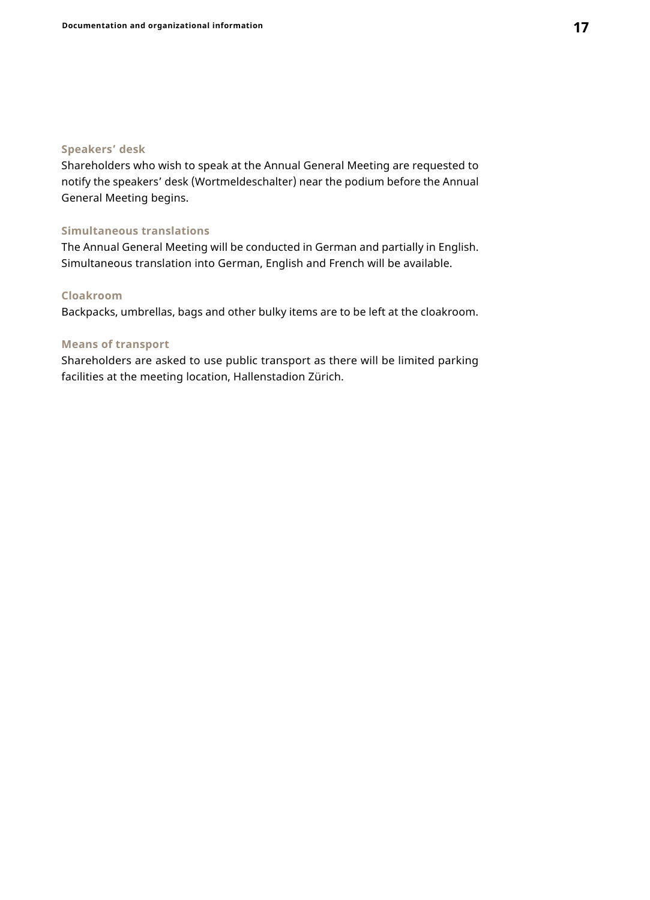### Speakers’ desk

Shareholders who wish to speak at the Annual General Meeting are requested to notify the speakers’ desk (Wortmeldeschalter) near the podium before the Annual General Meeting begins.

### Simultaneous translations

The Annual General Meeting will be conducted in German and partially in English. Simultaneous translation into German, English and French will be available.

### Cloakroom

Backpacks, umbrellas, bags and other bulky items are to be left at the cloakroom.

### Means of transport

Shareholders are asked to use public transport as there will be limited parking facilities at the meeting location, Hallenstadion Zürich.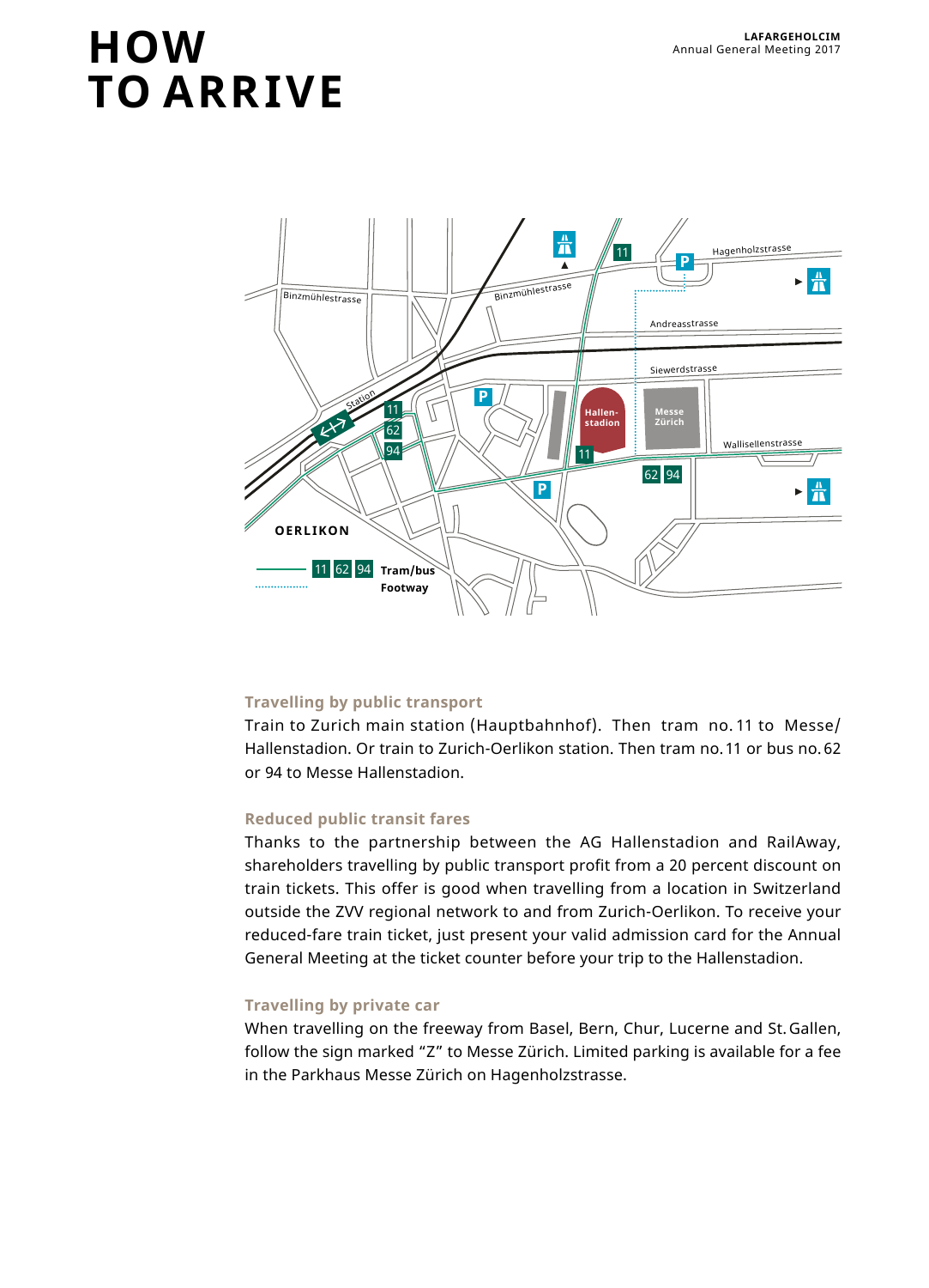# HOW TO ARRIVE

### Travelling by public transport

Train to Zurich main station (Hauptbahnhof). Then tram no. 11 to Messe/Hallenstadion. Or train to Zurich-Oerlikon station. Then tram no. 11 or bus no. 62 or 94 to Messe Hallenstadion.

### Reduced public transit fares

Thanks to the partnership between the AG Hallenstadion and RailAway, shareholders travelling by public transport profit from a 20 percent discount on train tickets. This offer is good when travelling from a location in Switzerland outside the ZVV regional network to and from Zurich-Oerlikon. To receive your reduced-fare train ticket, just present your valid admission card for the Annual General Meeting at the ticket counter before your trip to the Hallenstadion.

### Travelling by private car

When travelling on the freeway from Basel, Bern, Chur, Lucerne and St. Gallen, follow the sign marked "Z" to Messe Zürich. Limited parking is available for a fee in the Parkhaus Messe Zürich on Hagenholzstrasse.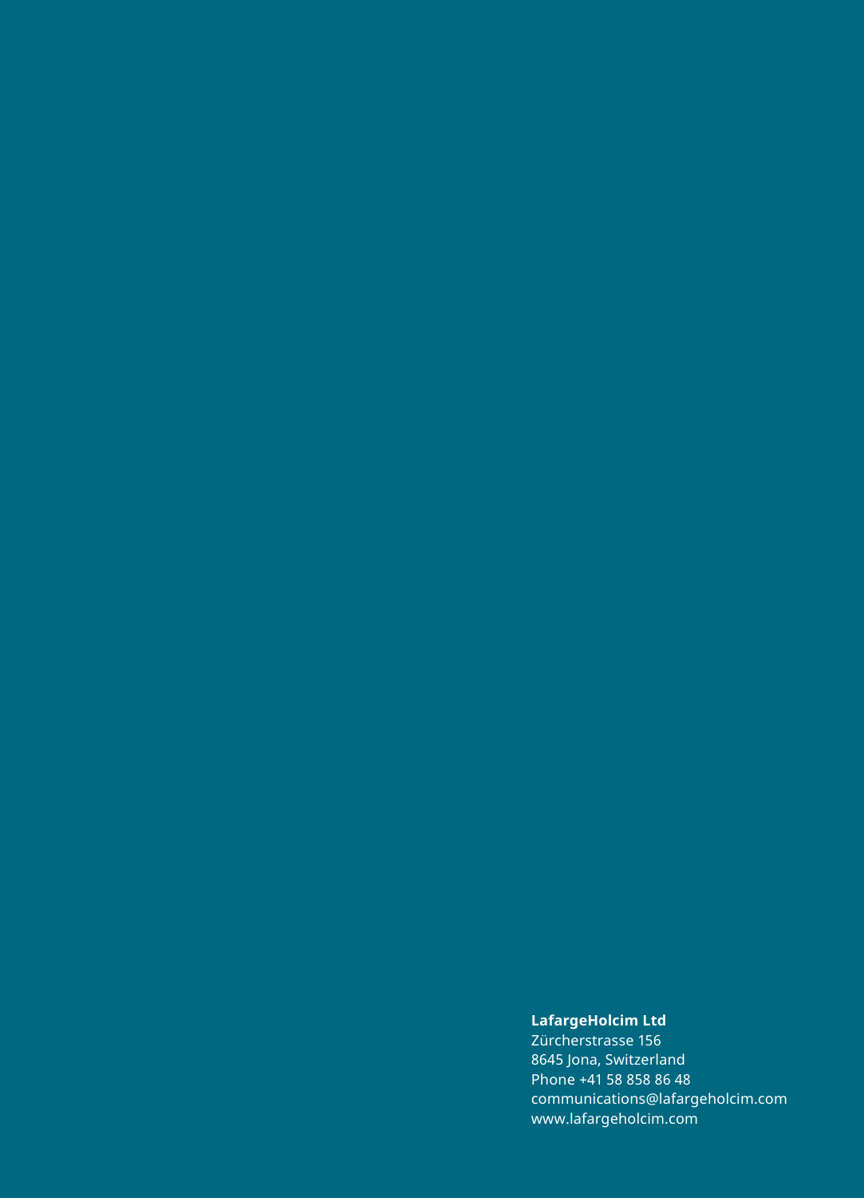**LafargeHolcim Ltd**
Zürcherstrasse 156
8645 Jona, Switzerland
Phone +41 58 858 86 48
communications@lafargeholcim.com
www.lafargeholcim.com